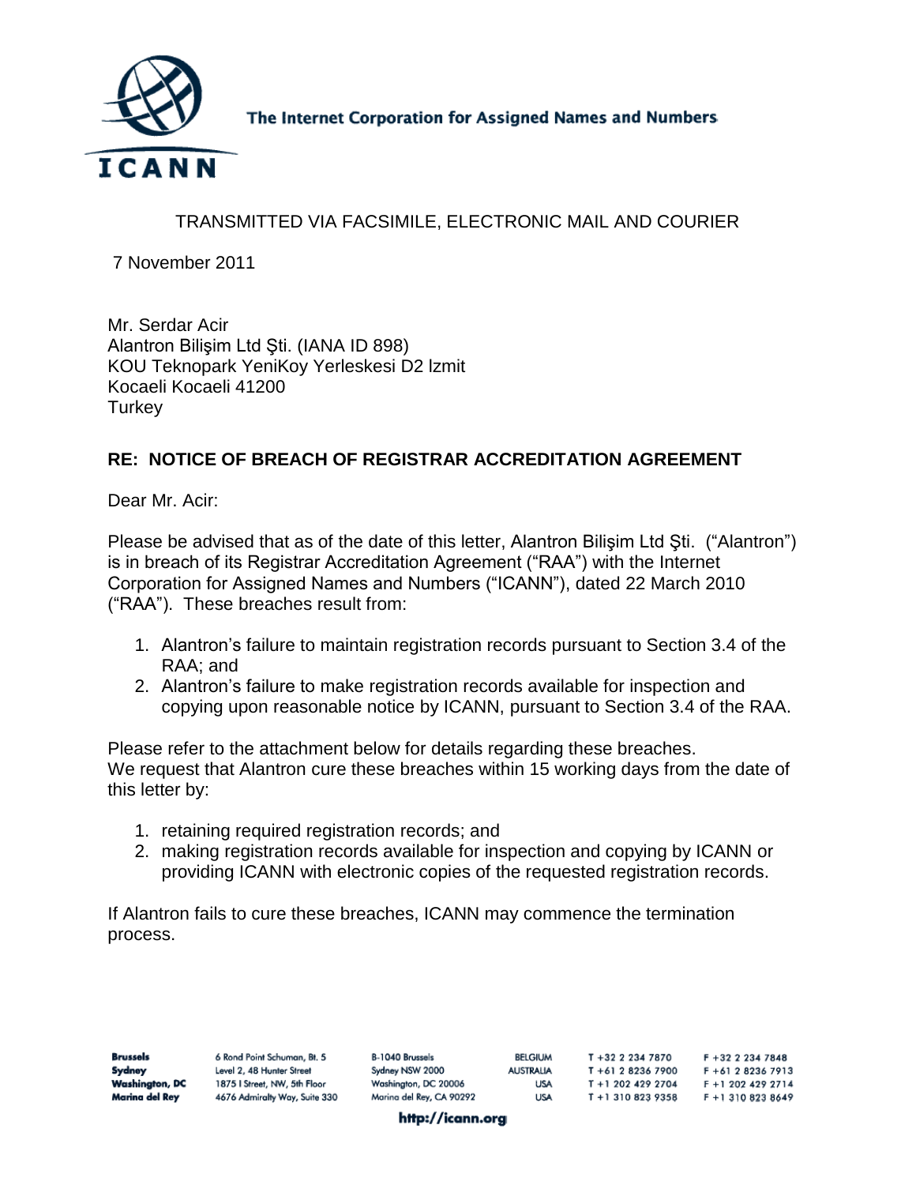The Internet Corporation for Assigned Names and Numbers

TRANSMITTED VIA FACSIMILE, ELECTRONIC MAIL AND COURIER

7 November 2011

Mr. Serdar Acir
Alantron Bilişim Ltd Şti. (IANA ID 898)
KOU Teknopark YeniKoy Yerleskesi D2 lzmit
Kocaeli Kocaeli 41200
Turkey

**RE: NOTICE OF BREACH OF REGISTRAR ACCREDITATION AGREEMENT**

Dear Mr. Acir:

Please be advised that as of the date of this letter, Alantron Bilişim Ltd Şti. ("Alantron") is in breach of its Registrar Accreditation Agreement ("RAA") with the Internet Corporation for Assigned Names and Numbers ("ICANN"), dated 22 March 2010 ("RAA"). These breaches result from:

1. Alantron's failure to maintain registration records pursuant to Section 3.4 of the RAA; and
2. Alantron's failure to make registration records available for inspection and copying upon reasonable notice by ICANN, pursuant to Section 3.4 of the RAA.

Please refer to the attachment below for details regarding these breaches.
We request that Alantron cure these breaches within 15 working days from the date of this letter by:

1. retaining required registration records; and
2. making registration records available for inspection and copying by ICANN or providing ICANN with electronic copies of the requested registration records.

If Alantron fails to cure these breaches, ICANN may commence the termination process.

| | | | | | |
|---|---|---|---|---|---|
| **Brussels** | 6 Rond Point Schuman, Bt. 5 | B-1040 Brussels | BELGIUM | T +32 2 234 7870 | F +32 2 234 7848 |
| **Sydney** | Level 2, 48 Hunter Street | Sydney NSW 2000 | AUSTRALIA | T +61 2 8236 7900 | F +61 2 8236 7913 |
| **Washington, DC** | 1875 I Street, NW, 5th Floor | Washington, DC 20006 | USA | T +1 202 429 2704 | F +1 202 429 2714 |
| **Marina del Rey** | 4676 Admiralty Way, Suite 330 | Marina del Rey, CA 90292 | USA | T +1 310 823 9358 | F +1 310 823 8649 |

http://icann.org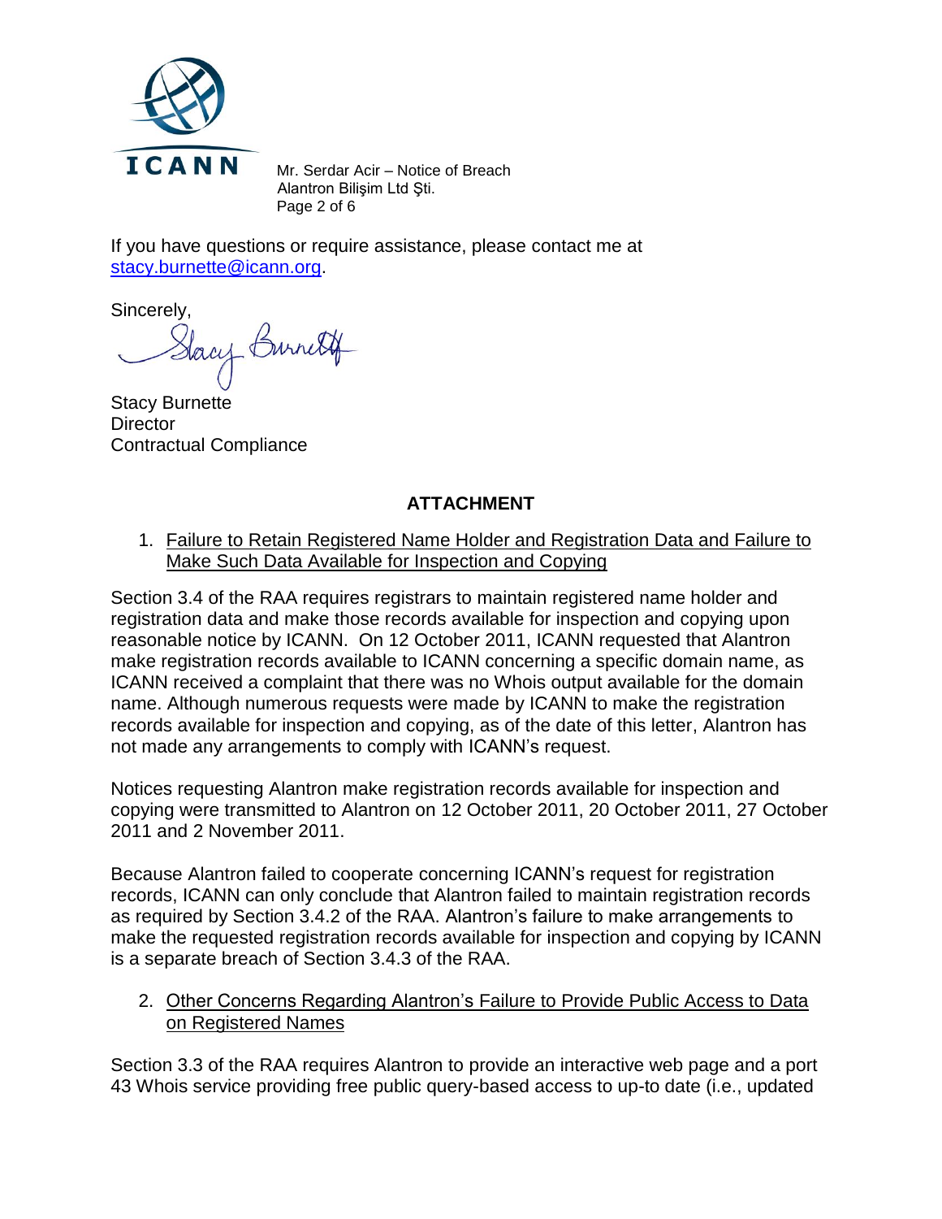If you have questions or require assistance, please contact me at stacy.burnette@icann.org.

Sincerely,

Stacy Burnette
Director
Contractual Compliance

## ATTACHMENT

1. Failure to Retain Registered Name Holder and Registration Data and Failure to Make Such Data Available for Inspection and Copying

Section 3.4 of the RAA requires registrars to maintain registered name holder and registration data and make those records available for inspection and copying upon reasonable notice by ICANN. On 12 October 2011, ICANN requested that Alantron make registration records available to ICANN concerning a specific domain name, as ICANN received a complaint that there was no Whois output available for the domain name. Although numerous requests were made by ICANN to make the registration records available for inspection and copying, as of the date of this letter, Alantron has not made any arrangements to comply with ICANN's request.

Notices requesting Alantron make registration records available for inspection and copying were transmitted to Alantron on 12 October 2011, 20 October 2011, 27 October 2011 and 2 November 2011.

Because Alantron failed to cooperate concerning ICANN's request for registration records, ICANN can only conclude that Alantron failed to maintain registration records as required by Section 3.4.2 of the RAA. Alantron's failure to make arrangements to make the requested registration records available for inspection and copying by ICANN is a separate breach of Section 3.4.3 of the RAA.

2. Other Concerns Regarding Alantron's Failure to Provide Public Access to Data on Registered Names

Section 3.3 of the RAA requires Alantron to provide an interactive web page and a port 43 Whois service providing free public query-based access to up-to date (i.e., updated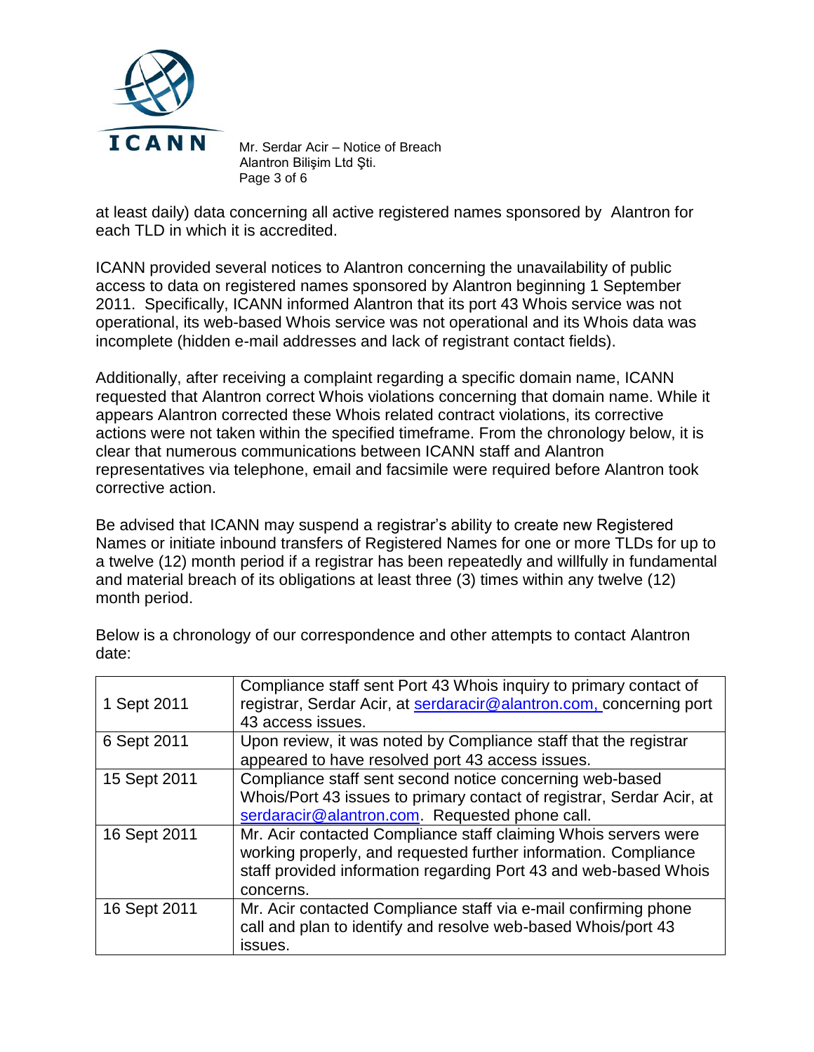at least daily) data concerning all active registered names sponsored by Alantron for each TLD in which it is accredited.

ICANN provided several notices to Alantron concerning the unavailability of public access to data on registered names sponsored by Alantron beginning 1 September 2011. Specifically, ICANN informed Alantron that its port 43 Whois service was not operational, its web-based Whois service was not operational and its Whois data was incomplete (hidden e-mail addresses and lack of registrant contact fields).

Additionally, after receiving a complaint regarding a specific domain name, ICANN requested that Alantron correct Whois violations concerning that domain name. While it appears Alantron corrected these Whois related contract violations, its corrective actions were not taken within the specified timeframe. From the chronology below, it is clear that numerous communications between ICANN staff and Alantron representatives via telephone, email and facsimile were required before Alantron took corrective action.

Be advised that ICANN may suspend a registrar's ability to create new Registered Names or initiate inbound transfers of Registered Names for one or more TLDs for up to a twelve (12) month period if a registrar has been repeatedly and willfully in fundamental and material breach of its obligations at least three (3) times within any twelve (12) month period.

Below is a chronology of our correspondence and other attempts to contact Alantron date:

| | |
|---|---|
| 1 Sept 2011 | Compliance staff sent Port 43 Whois inquiry to primary contact of registrar, Serdar Acir, at serdaracir@alantron.com, concerning port 43 access issues. |
| 6 Sept 2011 | Upon review, it was noted by Compliance staff that the registrar appeared to have resolved port 43 access issues. |
| 15 Sept 2011 | Compliance staff sent second notice concerning web-based Whois/Port 43 issues to primary contact of registrar, Serdar Acir, at serdaracir@alantron.com. Requested phone call. |
| 16 Sept 2011 | Mr. Acir contacted Compliance staff claiming Whois servers were working properly, and requested further information. Compliance staff provided information regarding Port 43 and web-based Whois concerns. |
| 16 Sept 2011 | Mr. Acir contacted Compliance staff via e-mail confirming phone call and plan to identify and resolve web-based Whois/port 43 issues. |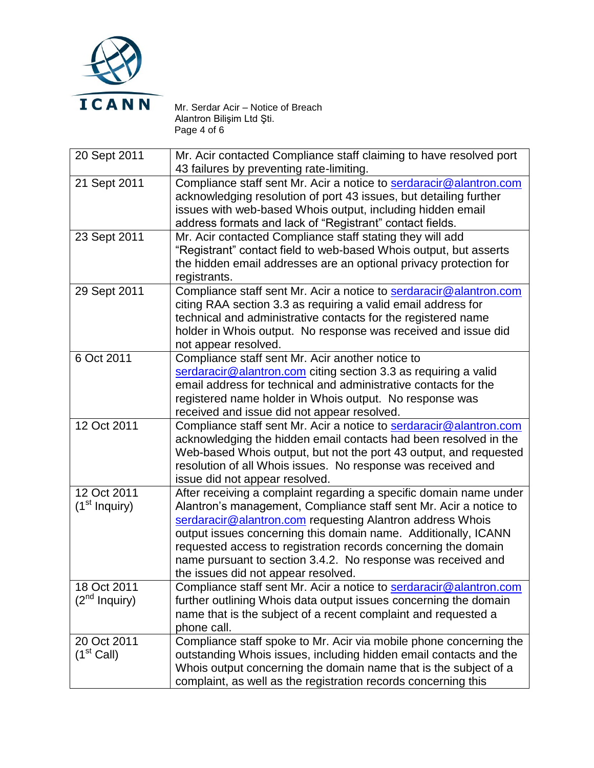| | |
|---|---|
| 20 Sept 2011 | Mr. Acir contacted Compliance staff claiming to have resolved port 43 failures by preventing rate-limiting. |
| 21 Sept 2011 | Compliance staff sent Mr. Acir a notice to serdaracir@alantron.com acknowledging resolution of port 43 issues, but detailing further issues with web-based Whois output, including hidden email address formats and lack of "Registrant" contact fields. |
| 23 Sept 2011 | Mr. Acir contacted Compliance staff stating they will add "Registrant" contact field to web-based Whois output, but asserts the hidden email addresses are an optional privacy protection for registrants. |
| 29 Sept 2011 | Compliance staff sent Mr. Acir a notice to serdaracir@alantron.com citing RAA section 3.3 as requiring a valid email address for technical and administrative contacts for the registered name holder in Whois output. No response was received and issue did not appear resolved. |
| 6 Oct 2011 | Compliance staff sent Mr. Acir another notice to serdaracir@alantron.com citing section 3.3 as requiring a valid email address for technical and administrative contacts for the registered name holder in Whois output. No response was received and issue did not appear resolved. |
| 12 Oct 2011 | Compliance staff sent Mr. Acir a notice to serdaracir@alantron.com acknowledging the hidden email contacts had been resolved in the Web-based Whois output, but not the port 43 output, and requested resolution of all Whois issues. No response was received and issue did not appear resolved. |
| 12 Oct 2011 (1st Inquiry) | After receiving a complaint regarding a specific domain name under Alantron's management, Compliance staff sent Mr. Acir a notice to serdaracir@alantron.com requesting Alantron address Whois output issues concerning this domain name. Additionally, ICANN requested access to registration records concerning the domain name pursuant to section 3.4.2. No response was received and the issues did not appear resolved. |
| 18 Oct 2011 (2nd Inquiry) | Compliance staff sent Mr. Acir a notice to serdaracir@alantron.com further outlining Whois data output issues concerning the domain name that is the subject of a recent complaint and requested a phone call. |
| 20 Oct 2011 (1st Call) | Compliance staff spoke to Mr. Acir via mobile phone concerning the outstanding Whois issues, including hidden email contacts and the Whois output concerning the domain name that is the subject of a complaint, as well as the registration records concerning this |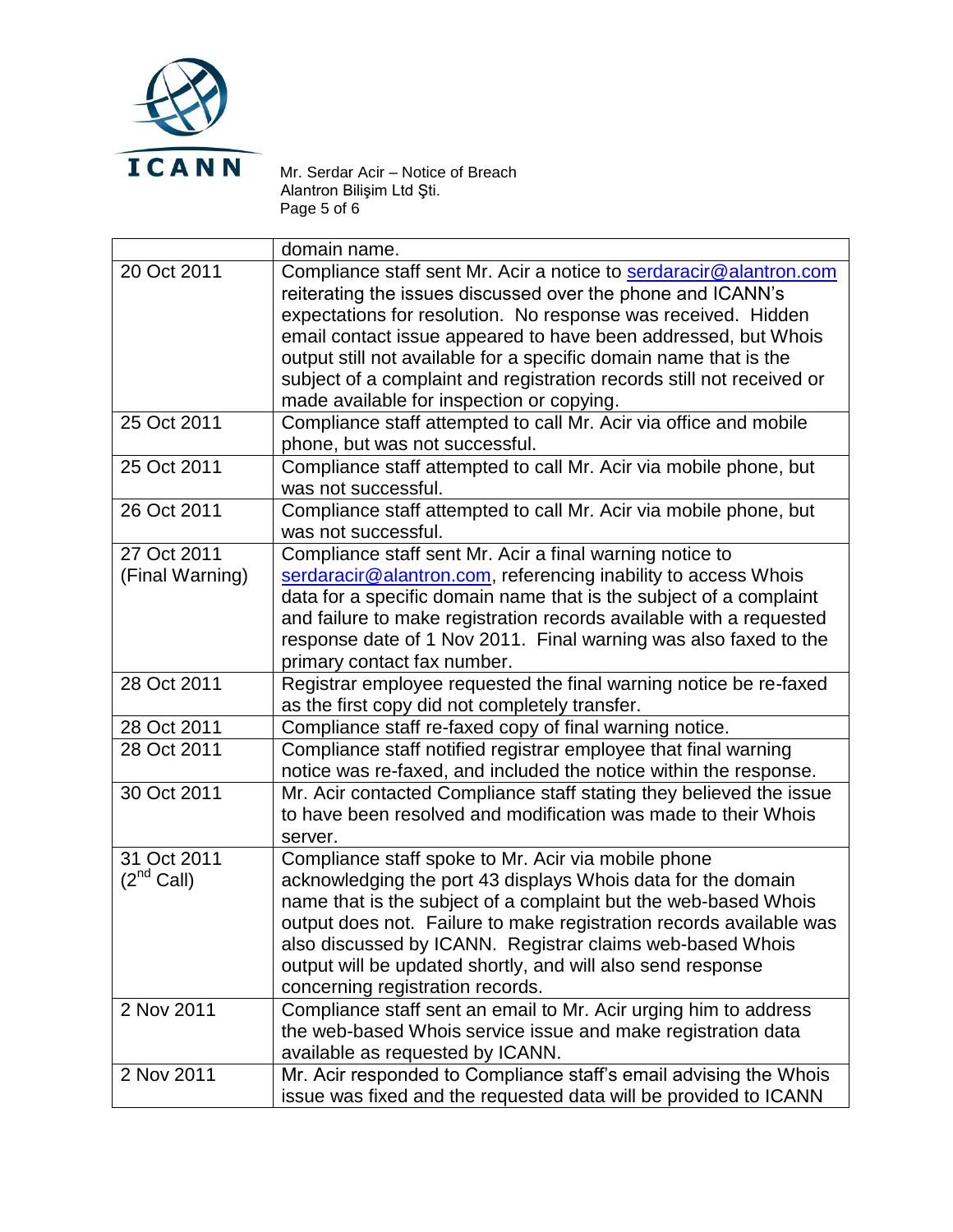| | |
|---|---|
| | domain name. |
| 20 Oct 2011 | Compliance staff sent Mr. Acir a notice to serdaracir@alantron.com reiterating the issues discussed over the phone and ICANN's expectations for resolution. No response was received. Hidden email contact issue appeared to have been addressed, but Whois output still not available for a specific domain name that is the subject of a complaint and registration records still not received or made available for inspection or copying. |
| 25 Oct 2011 | Compliance staff attempted to call Mr. Acir via office and mobile phone, but was not successful. |
| 25 Oct 2011 | Compliance staff attempted to call Mr. Acir via mobile phone, but was not successful. |
| 26 Oct 2011 | Compliance staff attempted to call Mr. Acir via mobile phone, but was not successful. |
| 27 Oct 2011 (Final Warning) | Compliance staff sent Mr. Acir a final warning notice to serdaracir@alantron.com, referencing inability to access Whois data for a specific domain name that is the subject of a complaint and failure to make registration records available with a requested response date of 1 Nov 2011. Final warning was also faxed to the primary contact fax number. |
| 28 Oct 2011 | Registrar employee requested the final warning notice be re-faxed as the first copy did not completely transfer. |
| 28 Oct 2011 | Compliance staff re-faxed copy of final warning notice. |
| 28 Oct 2011 | Compliance staff notified registrar employee that final warning notice was re-faxed, and included the notice within the response. |
| 30 Oct 2011 | Mr. Acir contacted Compliance staff stating they believed the issue to have been resolved and modification was made to their Whois server. |
| 31 Oct 2011 (2nd Call) | Compliance staff spoke to Mr. Acir via mobile phone acknowledging the port 43 displays Whois data for the domain name that is the subject of a complaint but the web-based Whois output does not. Failure to make registration records available was also discussed by ICANN. Registrar claims web-based Whois output will be updated shortly, and will also send response concerning registration records. |
| 2 Nov 2011 | Compliance staff sent an email to Mr. Acir urging him to address the web-based Whois service issue and make registration data available as requested by ICANN. |
| 2 Nov 2011 | Mr. Acir responded to Compliance staff's email advising the Whois issue was fixed and the requested data will be provided to ICANN |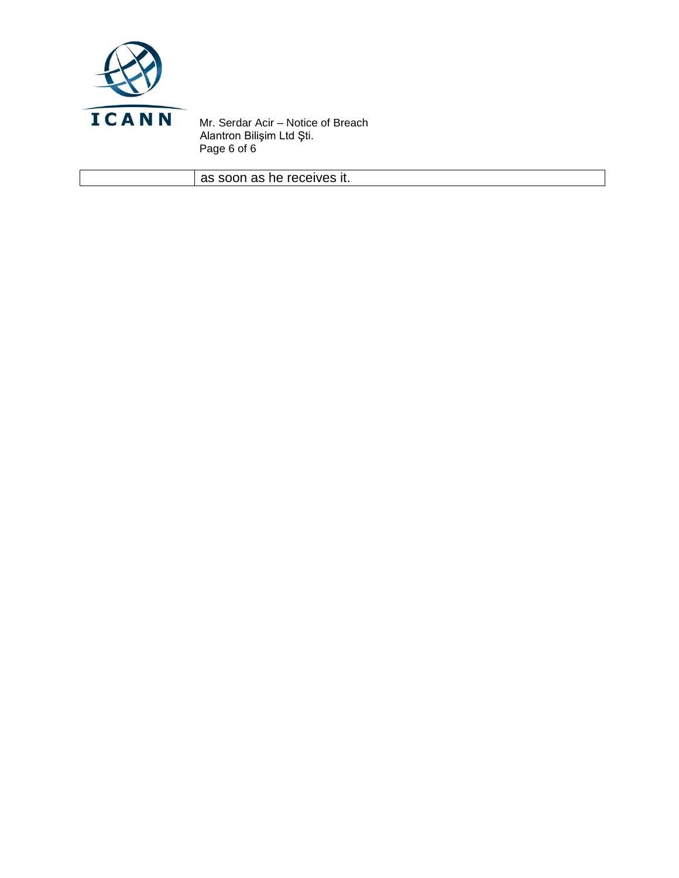| | |
|---|---|
| | as soon as he receives it. |